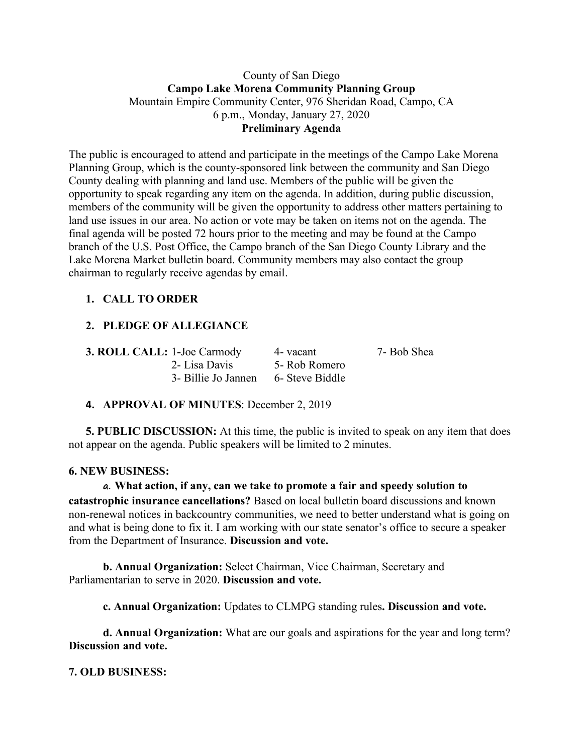County of San Diego

**Campo Lake Morena Community Planning Group**

Mountain Empire Community Center, 976 Sheridan Road, Campo, CA

6 p.m., Monday, January 27, 2020

**Preliminary Agenda**

The public is encouraged to attend and participate in the meetings of the Campo Lake Morena Planning Group, which is the county-sponsored link between the community and San Diego County dealing with planning and land use. Members of the public will be given the opportunity to speak regarding any item on the agenda. In addition, during public discussion, members of the community will be given the opportunity to address other matters pertaining to land use issues in our area. No action or vote may be taken on items not on the agenda. The final agenda will be posted 72 hours prior to the meeting and may be found at the Campo branch of the U.S. Post Office, the Campo branch of the San Diego County Library and the Lake Morena Market bulletin board. Community members may also contact the group chairman to regularly receive agendas by email.

1. **CALL TO ORDER**
2. **PLEDGE OF ALLEGIANCE**

**3. ROLL CALL:**

| | | |
|---|---|---|
| 1-Joe Carmody | 4- vacant | 7- Bob Shea |
| 2- Lisa Davis | 5- Rob Romero | |
| 3- Billie Jo Jannen | 6- Steve Biddle | |

4. **APPROVAL OF MINUTES**: December 2, 2019

**5. PUBLIC DISCUSSION:** At this time, the public is invited to speak on any item that does not appear on the agenda. Public speakers will be limited to 2 minutes.

**6. NEW BUSINESS:**

*a.* **What action, if any, can we take to promote a fair and speedy solution to catastrophic insurance cancellations?** Based on local bulletin board discussions and known non-renewal notices in backcountry communities, we need to better understand what is going on and what is being done to fix it. I am working with our state senator's office to secure a speaker from the Department of Insurance. **Discussion and vote.**

**b. Annual Organization:** Select Chairman, Vice Chairman, Secretary and Parliamentarian to serve in 2020. **Discussion and vote.**

**c. Annual Organization:** Updates to CLMPG standing rules**. Discussion and vote.**

**d. Annual Organization:** What are our goals and aspirations for the year and long term? **Discussion and vote.**

**7. OLD BUSINESS:**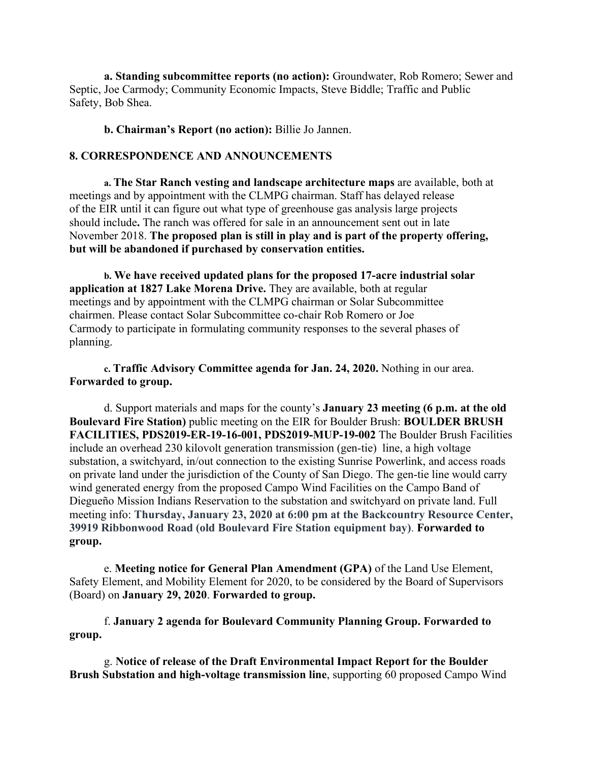**a. Standing subcommittee reports (no action):** Groundwater, Rob Romero; Sewer and Septic, Joe Carmody; Community Economic Impacts, Steve Biddle; Traffic and Public Safety, Bob Shea.

**b. Chairman's Report (no action):** Billie Jo Jannen.

## 8. CORRESPONDENCE AND ANNOUNCEMENTS

**a. The Star Ranch vesting and landscape architecture maps** are available, both at meetings and by appointment with the CLMPG chairman. Staff has delayed release of the EIR until it can figure out what type of greenhouse gas analysis large projects should include**.** The ranch was offered for sale in an announcement sent out in late November 2018. **The proposed plan is still in play and is part of the property offering, but will be abandoned if purchased by conservation entities.**

**b. We have received updated plans for the proposed 17-acre industrial solar application at 1827 Lake Morena Drive.** They are available, both at regular meetings and by appointment with the CLMPG chairman or Solar Subcommittee chairmen. Please contact Solar Subcommittee co-chair Rob Romero or Joe Carmody to participate in formulating community responses to the several phases of planning.

**c. Traffic Advisory Committee agenda for Jan. 24, 2020.** Nothing in our area. **Forwarded to group.**

d. Support materials and maps for the county's **January 23 meeting (6 p.m. at the old Boulevard Fire Station)** public meeting on the EIR for Boulder Brush: **BOULDER BRUSH FACILITIES, PDS2019-ER-19-16-001, PDS2019-MUP-19-002** The Boulder Brush Facilities include an overhead 230 kilovolt generation transmission (gen-tie) line, a high voltage substation, a switchyard, in/out connection to the existing Sunrise Powerlink, and access roads on private land under the jurisdiction of the County of San Diego. The gen-tie line would carry wind generated energy from the proposed Campo Wind Facilities on the Campo Band of Diegueño Mission Indians Reservation to the substation and switchyard on private land. Full meeting info: **Thursday, January 23, 2020 at 6:00 pm at the Backcountry Resource Center, 39919 Ribbonwood Road (old Boulevard Fire Station equipment bay)**. **Forwarded to group.**

e. **Meeting notice for General Plan Amendment (GPA)** of the Land Use Element, Safety Element, and Mobility Element for 2020, to be considered by the Board of Supervisors (Board) on **January 29, 2020**. **Forwarded to group.**

f. **January 2 agenda for Boulevard Community Planning Group. Forwarded to group.**

g. **Notice of release of the Draft Environmental Impact Report for the Boulder Brush Substation and high-voltage transmission line**, supporting 60 proposed Campo Wind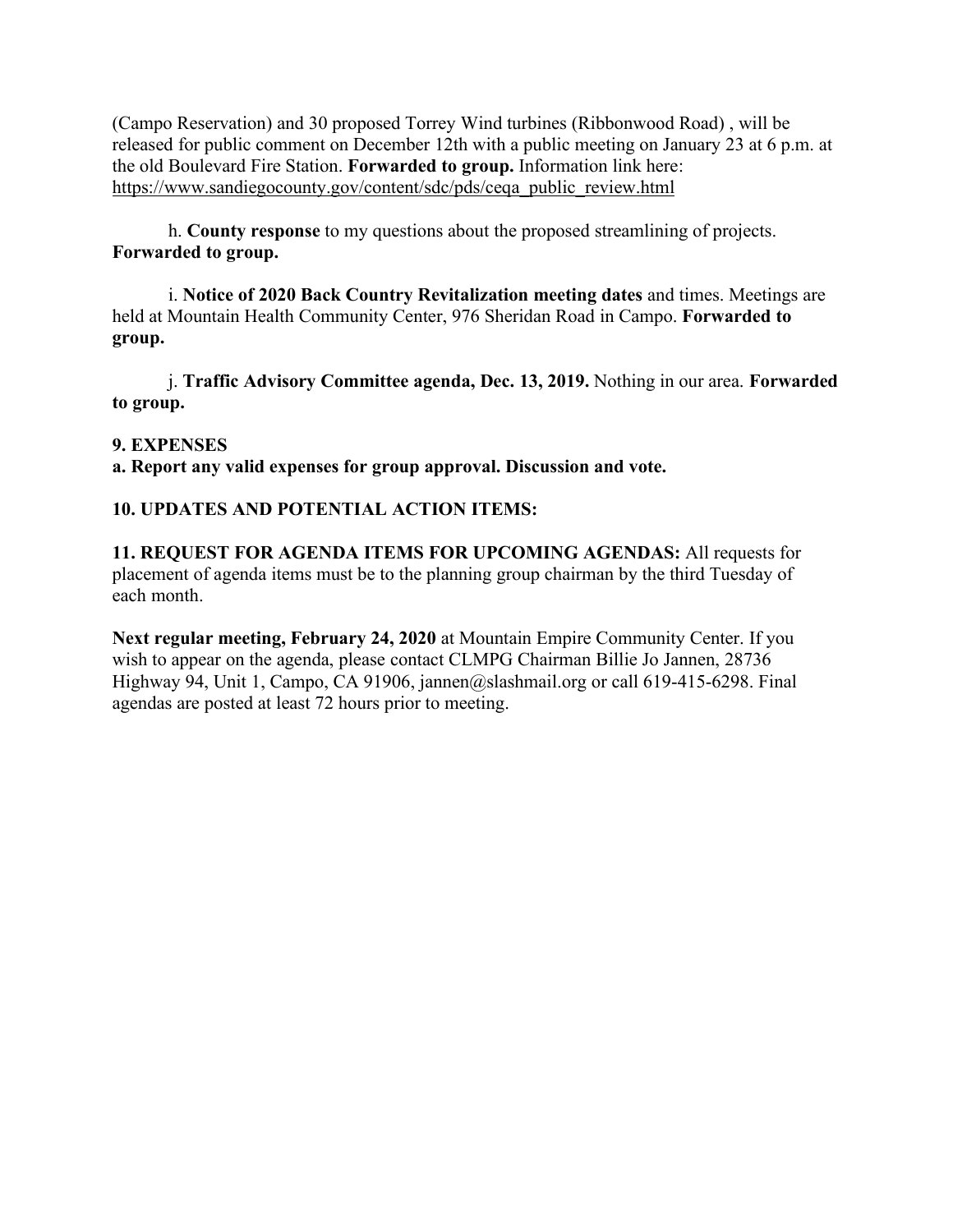(Campo Reservation) and 30 proposed Torrey Wind turbines (Ribbonwood Road) , will be released for public comment on December 12th with a public meeting on January 23 at 6 p.m. at the old Boulevard Fire Station. **Forwarded to group.** Information link here: https://www.sandiegocounty.gov/content/sdc/pds/ceqa_public_review.html

h. **County response** to my questions about the proposed streamlining of projects. **Forwarded to group.**

i. **Notice of 2020 Back Country Revitalization meeting dates** and times. Meetings are held at Mountain Health Community Center, 976 Sheridan Road in Campo. **Forwarded to group.**

j. **Traffic Advisory Committee agenda, Dec. 13, 2019.** Nothing in our area. **Forwarded to group.**

**9. EXPENSES**

**a. Report any valid expenses for group approval. Discussion and vote.**

**10. UPDATES AND POTENTIAL ACTION ITEMS:**

**11. REQUEST FOR AGENDA ITEMS FOR UPCOMING AGENDAS:** All requests for placement of agenda items must be to the planning group chairman by the third Tuesday of each month.

**Next regular meeting, February 24, 2020** at Mountain Empire Community Center. If you wish to appear on the agenda, please contact CLMPG Chairman Billie Jo Jannen, 28736 Highway 94, Unit 1, Campo, CA 91906, jannen@slashmail.org or call 619-415-6298. Final agendas are posted at least 72 hours prior to meeting.